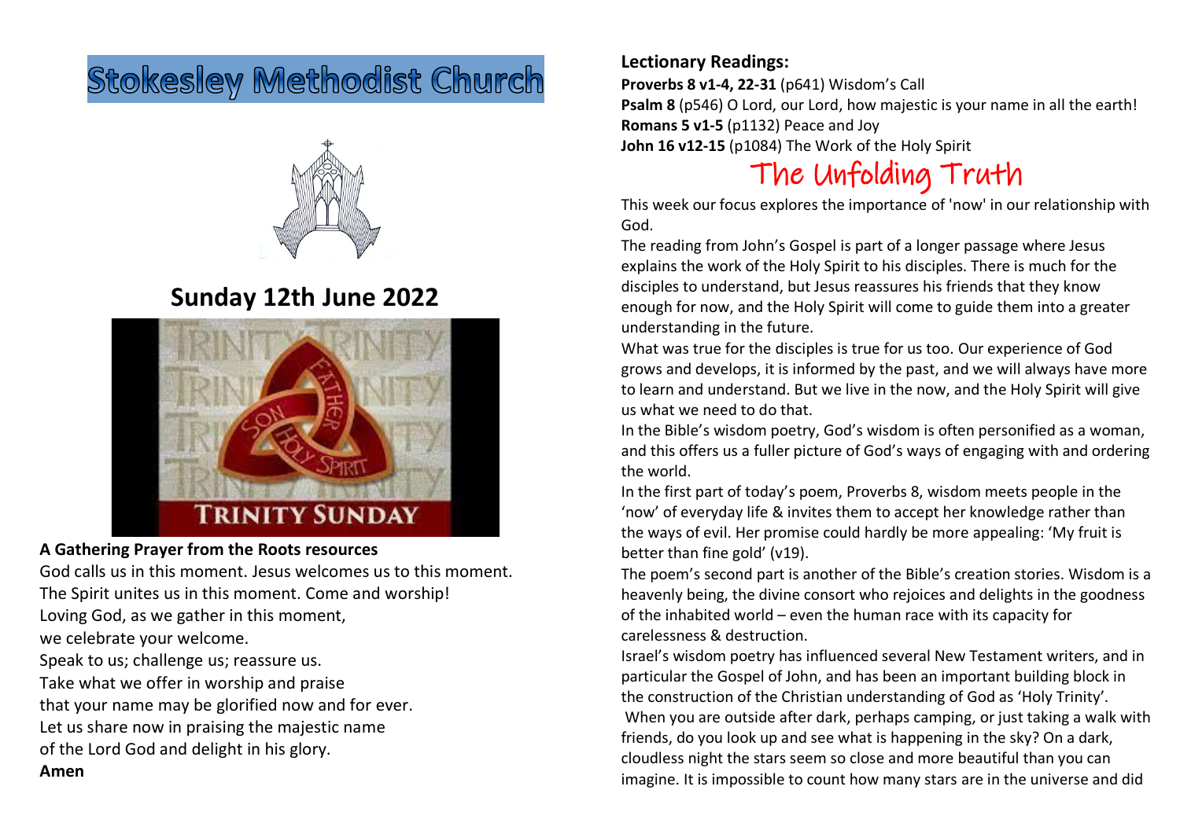# Stokesley Methodist Church

## Sunday 12th June 2022

**A Gathering Prayer from the Roots resources**

God calls us in this moment. Jesus welcomes us to this moment.
The Spirit unites us in this moment. Come and worship!
Loving God, as we gather in this moment,
we celebrate your welcome.
Speak to us; challenge us; reassure us.
Take what we offer in worship and praise
that your name may be glorified now and for ever.
Let us share now in praising the majestic name
of the Lord God and delight in his glory.
**Amen**

**Lectionary Readings:**
**Proverbs 8 v1-4, 22-31** (p641) Wisdom's Call
**Psalm 8** (p546) O Lord, our Lord, how majestic is your name in all the earth!
**Romans 5 v1-5** (p1132) Peace and Joy
**John 16 v12-15** (p1084) The Work of the Holy Spirit

## The Unfolding Truth

This week our focus explores the importance of 'now' in our relationship with God.
The reading from John's Gospel is part of a longer passage where Jesus explains the work of the Holy Spirit to his disciples. There is much for the disciples to understand, but Jesus reassures his friends that they know enough for now, and the Holy Spirit will come to guide them into a greater understanding in the future.
What was true for the disciples is true for us too. Our experience of God grows and develops, it is informed by the past, and we will always have more to learn and understand. But we live in the now, and the Holy Spirit will give us what we need to do that.
In the Bible's wisdom poetry, God's wisdom is often personified as a woman, and this offers us a fuller picture of God's ways of engaging with and ordering the world.
In the first part of today's poem, Proverbs 8, wisdom meets people in the 'now' of everyday life & invites them to accept her knowledge rather than the ways of evil. Her promise could hardly be more appealing: 'My fruit is better than fine gold' (v19).
The poem's second part is another of the Bible's creation stories. Wisdom is a heavenly being, the divine consort who rejoices and delights in the goodness of the inhabited world – even the human race with its capacity for carelessness & destruction.
Israel's wisdom poetry has influenced several New Testament writers, and in particular the Gospel of John, and has been an important building block in the construction of the Christian understanding of God as 'Holy Trinity'.
When you are outside after dark, perhaps camping, or just taking a walk with friends, do you look up and see what is happening in the sky? On a dark, cloudless night the stars seem so close and more beautiful than you can imagine. It is impossible to count how many stars are in the universe and did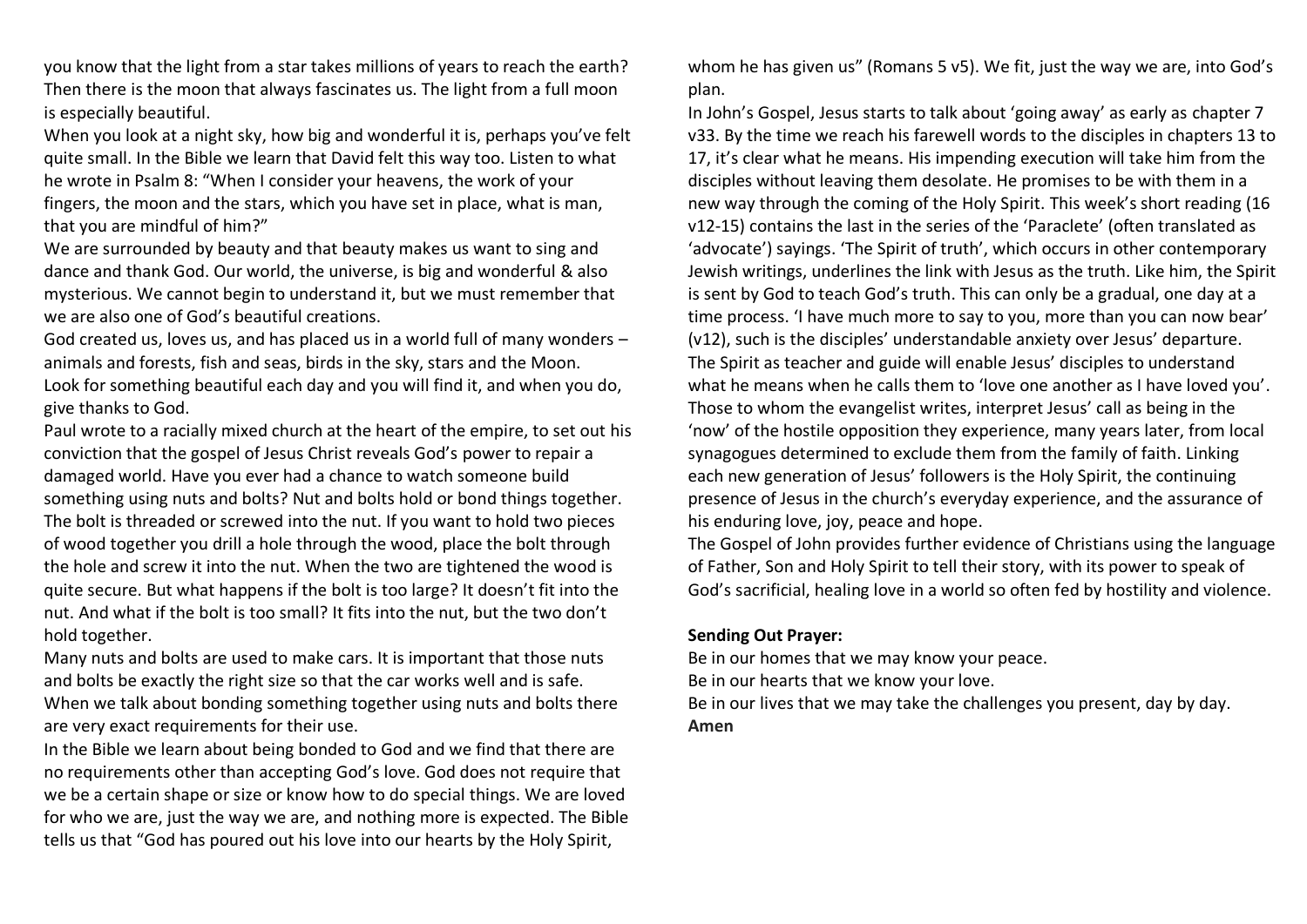you know that the light from a star takes millions of years to reach the earth? Then there is the moon that always fascinates us. The light from a full moon is especially beautiful.

When you look at a night sky, how big and wonderful it is, perhaps you've felt quite small. In the Bible we learn that David felt this way too. Listen to what he wrote in Psalm 8: "When I consider your heavens, the work of your fingers, the moon and the stars, which you have set in place, what is man, that you are mindful of him?"

We are surrounded by beauty and that beauty makes us want to sing and dance and thank God. Our world, the universe, is big and wonderful & also mysterious. We cannot begin to understand it, but we must remember that we are also one of God's beautiful creations.

God created us, loves us, and has placed us in a world full of many wonders – animals and forests, fish and seas, birds in the sky, stars and the Moon. Look for something beautiful each day and you will find it, and when you do, give thanks to God.

Paul wrote to a racially mixed church at the heart of the empire, to set out his conviction that the gospel of Jesus Christ reveals God's power to repair a damaged world. Have you ever had a chance to watch someone build something using nuts and bolts? Nut and bolts hold or bond things together. The bolt is threaded or screwed into the nut. If you want to hold two pieces of wood together you drill a hole through the wood, place the bolt through the hole and screw it into the nut. When the two are tightened the wood is quite secure. But what happens if the bolt is too large? It doesn't fit into the nut. And what if the bolt is too small? It fits into the nut, but the two don't hold together.

Many nuts and bolts are used to make cars. It is important that those nuts and bolts be exactly the right size so that the car works well and is safe. When we talk about bonding something together using nuts and bolts there are very exact requirements for their use.

In the Bible we learn about being bonded to God and we find that there are no requirements other than accepting God's love. God does not require that we be a certain shape or size or know how to do special things. We are loved for who we are, just the way we are, and nothing more is expected. The Bible tells us that "God has poured out his love into our hearts by the Holy Spirit, whom he has given us" (Romans 5 v5). We fit, just the way we are, into God's plan.

In John's Gospel, Jesus starts to talk about 'going away' as early as chapter 7 v33. By the time we reach his farewell words to the disciples in chapters 13 to 17, it's clear what he means. His impending execution will take him from the disciples without leaving them desolate. He promises to be with them in a new way through the coming of the Holy Spirit. This week's short reading (16 v12-15) contains the last in the series of the 'Paraclete' (often translated as 'advocate') sayings. 'The Spirit of truth', which occurs in other contemporary Jewish writings, underlines the link with Jesus as the truth. Like him, the Spirit is sent by God to teach God's truth. This can only be a gradual, one day at a time process. 'I have much more to say to you, more than you can now bear' (v12), such is the disciples' understandable anxiety over Jesus' departure. The Spirit as teacher and guide will enable Jesus' disciples to understand what he means when he calls them to 'love one another as I have loved you'. Those to whom the evangelist writes, interpret Jesus' call as being in the 'now' of the hostile opposition they experience, many years later, from local synagogues determined to exclude them from the family of faith. Linking each new generation of Jesus' followers is the Holy Spirit, the continuing presence of Jesus in the church's everyday experience, and the assurance of his enduring love, joy, peace and hope.

The Gospel of John provides further evidence of Christians using the language of Father, Son and Holy Spirit to tell their story, with its power to speak of God's sacrificial, healing love in a world so often fed by hostility and violence.

**Sending Out Prayer:**

Be in our homes that we may know your peace.
Be in our hearts that we know your love.
Be in our lives that we may take the challenges you present, day by day.
**Amen**